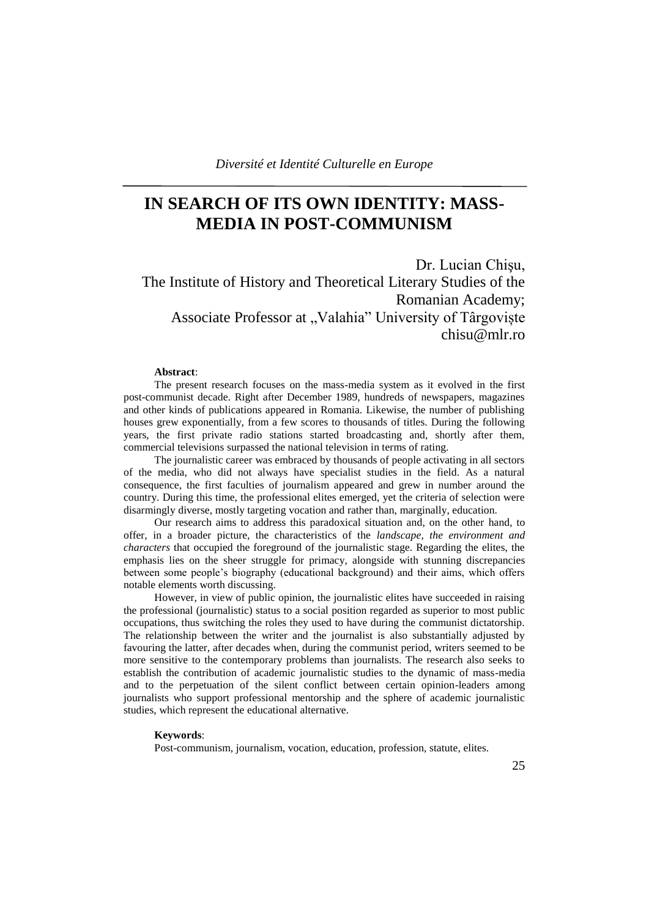# IN SEARCH OF ITS OWN IDENTITY: MASS-MEDIA IN POST-COMMUNISM

Dr. Lucian Chişu,
The Institute of History and Theoretical Literary Studies of the Romanian Academy;
Associate Professor at „Valahia" University of Târgoviște
chisu@mlr.ro

**Abstract**:

The present research focuses on the mass-media system as it evolved in the first post-communist decade. Right after December 1989, hundreds of newspapers, magazines and other kinds of publications appeared in Romania. Likewise, the number of publishing houses grew exponentially, from a few scores to thousands of titles. During the following years, the first private radio stations started broadcasting and, shortly after them, commercial televisions surpassed the national television in terms of rating.

The journalistic career was embraced by thousands of people activating in all sectors of the media, who did not always have specialist studies in the field. As a natural consequence, the first faculties of journalism appeared and grew in number around the country. During this time, the professional elites emerged, yet the criteria of selection were disarmingly diverse, mostly targeting vocation and rather than, marginally, education.

Our research aims to address this paradoxical situation and, on the other hand, to offer, in a broader picture, the characteristics of the *landscape, the environment and characters* that occupied the foreground of the journalistic stage. Regarding the elites, the emphasis lies on the sheer struggle for primacy, alongside with stunning discrepancies between some people's biography (educational background) and their aims, which offers notable elements worth discussing.

However, in view of public opinion, the journalistic elites have succeeded in raising the professional (journalistic) status to a social position regarded as superior to most public occupations, thus switching the roles they used to have during the communist dictatorship. The relationship between the writer and the journalist is also substantially adjusted by favouring the latter, after decades when, during the communist period, writers seemed to be more sensitive to the contemporary problems than journalists. The research also seeks to establish the contribution of academic journalistic studies to the dynamic of mass-media and to the perpetuation of the silent conflict between certain opinion-leaders among journalists who support professional mentorship and the sphere of academic journalistic studies, which represent the educational alternative.

**Keywords**:

Post-communism, journalism, vocation, education, profession, statute, elites.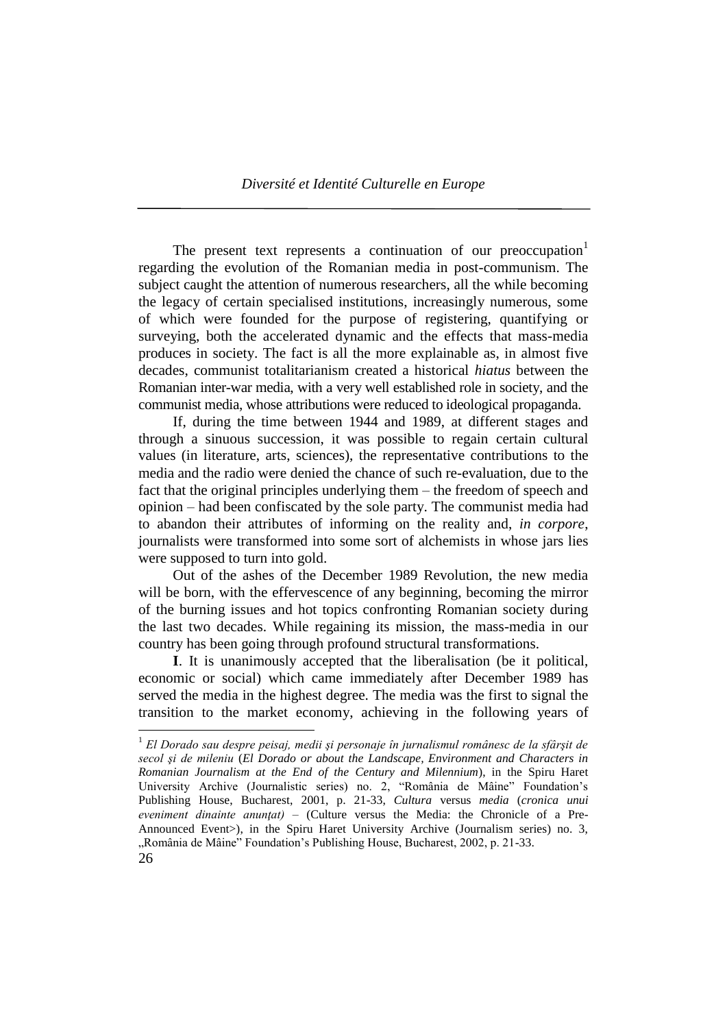The present text represents a continuation of our preoccupation[1] regarding the evolution of the Romanian media in post-communism. The subject caught the attention of numerous researchers, all the while becoming the legacy of certain specialised institutions, increasingly numerous, some of which were founded for the purpose of registering, quantifying or surveying, both the accelerated dynamic and the effects that mass-media produces in society. The fact is all the more explainable as, in almost five decades, communist totalitarianism created a historical *hiatus* between the Romanian inter-war media, with a very well established role in society, and the communist media, whose attributions were reduced to ideological propaganda.

If, during the time between 1944 and 1989, at different stages and through a sinuous succession, it was possible to regain certain cultural values (in literature, arts, sciences), the representative contributions to the media and the radio were denied the chance of such re-evaluation, due to the fact that the original principles underlying them – the freedom of speech and opinion – had been confiscated by the sole party. The communist media had to abandon their attributes of informing on the reality and, *in corpore*, journalists were transformed into some sort of alchemists in whose jars lies were supposed to turn into gold.

Out of the ashes of the December 1989 Revolution, the new media will be born, with the effervescence of any beginning, becoming the mirror of the burning issues and hot topics confronting Romanian society during the last two decades. While regaining its mission, the mass-media in our country has been going through profound structural transformations.

**I**. It is unanimously accepted that the liberalisation (be it political, economic or social) which came immediately after December 1989 has served the media in the highest degree. The media was the first to signal the transition to the market economy, achieving in the following years of

---

[1] *El Dorado sau despre peisaj, medii şi personaje în jurnalismul românesc de la sfârşit de secol şi de mileniu* (*El Dorado or about the Landscape, Environment and Characters in Romanian Journalism at the End of the Century and Milennium*), in the Spiru Haret University Archive (Journalistic series) no. 2, "România de Mâine" Foundation's Publishing House, Bucharest, 2001, p. 21-33, *Cultura* versus *media* (*cronica unui eveniment dinainte anunţat)* – (Culture versus the Media: the Chronicle of a Pre-Announced Event>), in the Spiru Haret University Archive (Journalism series) no. 3, „România de Mâine" Foundation's Publishing House, Bucharest, 2002, p. 21-33.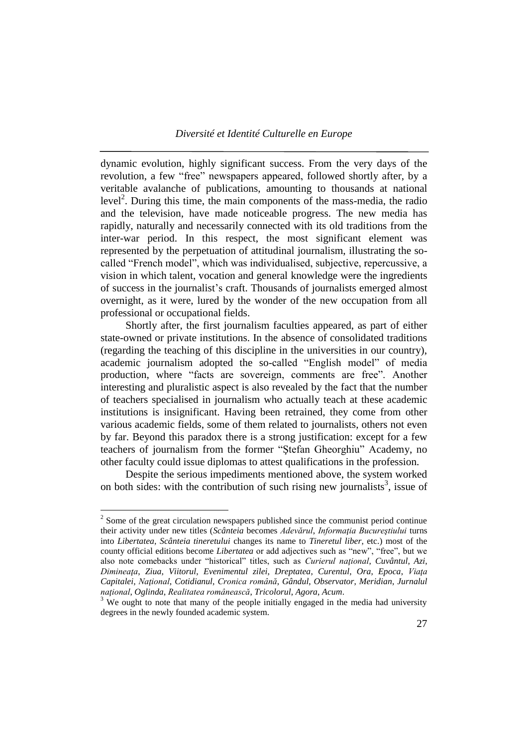dynamic evolution, highly significant success. From the very days of the revolution, a few "free" newspapers appeared, followed shortly after, by a veritable avalanche of publications, amounting to thousands at national level[2]. During this time, the main components of the mass-media, the radio and the television, have made noticeable progress. The new media has rapidly, naturally and necessarily connected with its old traditions from the inter-war period. In this respect, the most significant element was represented by the perpetuation of attitudinal journalism, illustrating the so-called "French model", which was individualised, subjective, repercussive, a vision in which talent, vocation and general knowledge were the ingredients of success in the journalist's craft. Thousands of journalists emerged almost overnight, as it were, lured by the wonder of the new occupation from all professional or occupational fields.

Shortly after, the first journalism faculties appeared, as part of either state-owned or private institutions. In the absence of consolidated traditions (regarding the teaching of this discipline in the universities in our country), academic journalism adopted the so-called "English model" of media production, where "facts are sovereign, comments are free". Another interesting and pluralistic aspect is also revealed by the fact that the number of teachers specialised in journalism who actually teach at these academic institutions is insignificant. Having been retrained, they come from other various academic fields, some of them related to journalists, others not even by far. Beyond this paradox there is a strong justification: except for a few teachers of journalism from the former "Ştefan Gheorghiu" Academy, no other faculty could issue diplomas to attest qualifications in the profession.

Despite the serious impediments mentioned above, the system worked on both sides: with the contribution of such rising new journalists[3], issue of

---

[2] Some of the great circulation newspapers published since the communist period continue their activity under new titles (*Scânteia* becomes *Adevărul*, *Informaţia Bucureştiului* turns into *Libertatea*, *Scânteia tineretului* changes its name to *Tineretul liber*, etc.) most of the county official editions become *Libertatea* or add adjectives such as "new", "free", but we also note comebacks under "historical" titles, such as *Curierul naţional*, *Cuvântul*, *Azi*, *Dimineaţa*, *Ziua*, *Viitorul*, *Evenimentul zilei*, *Dreptatea*, *Curentul*, *Ora*, *Epoca*, *Viaţa Capitalei*, *Naţional*, *Cotidianul*, *Cronica română*, *Gândul*, *Observator*, *Meridian*, *Jurnalul naţional*, *Oglinda*, *Realitatea românească*, *Tricolorul*, *Agora*, *Acum*.

[3] We ought to note that many of the people initially engaged in the media had university degrees in the newly founded academic system.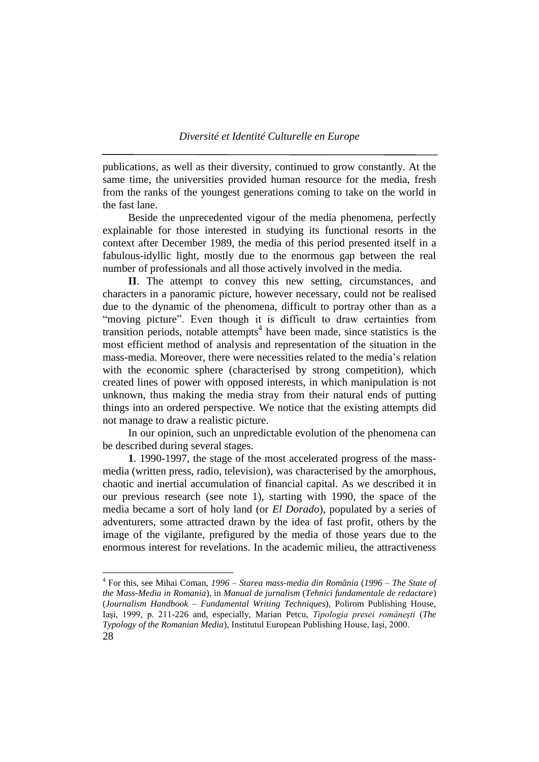publications, as well as their diversity, continued to grow constantly. At the same time, the universities provided human resource for the media, fresh from the ranks of the youngest generations coming to take on the world in the fast lane.

Beside the unprecedented vigour of the media phenomena, perfectly explainable for those interested in studying its functional resorts in the context after December 1989, the media of this period presented itself in a fabulous-idyllic light, mostly due to the enormous gap between the real number of professionals and all those actively involved in the media.

**II**. The attempt to convey this new setting, circumstances, and characters in a panoramic picture, however necessary, could not be realised due to the dynamic of the phenomena, difficult to portray other than as a "moving picture". Even though it is difficult to draw certainties from transition periods, notable attempts[4] have been made, since statistics is the most efficient method of analysis and representation of the situation in the mass-media. Moreover, there were necessities related to the media's relation with the economic sphere (characterised by strong competition), which created lines of power with opposed interests, in which manipulation is not unknown, thus making the media stray from their natural ends of putting things into an ordered perspective. We notice that the existing attempts did not manage to draw a realistic picture.

In our opinion, such an unpredictable evolution of the phenomena can be described during several stages.

**1**. 1990-1997, the stage of the most accelerated progress of the mass-media (written press, radio, television), was characterised by the amorphous, chaotic and inertial accumulation of financial capital. As we described it in our previous research (see note 1), starting with 1990, the space of the media became a sort of holy land (or *El Dorado*), populated by a series of adventurers, some attracted drawn by the idea of fast profit, others by the image of the vigilante, prefigured by the media of those years due to the enormous interest for revelations. In the academic milieu, the attractiveness

[4] For this, see Mihai Coman, *1996 – Starea mass-media din România* (*1996 – The State of the Mass-Media in Romania*), in *Manual de jurnalism* (*Tehnici fundamentale de redactare*) (*Journalism Handbook – Fundamental Writing Techniques*), Polirom Publishing House, Iaşi, 1999, p. 211-226 and, especially, Marian Petcu, *Tipologia presei româneşti* (*The Typology of the Romanian Media*), Institutul European Publishing House, Iaşi, 2000.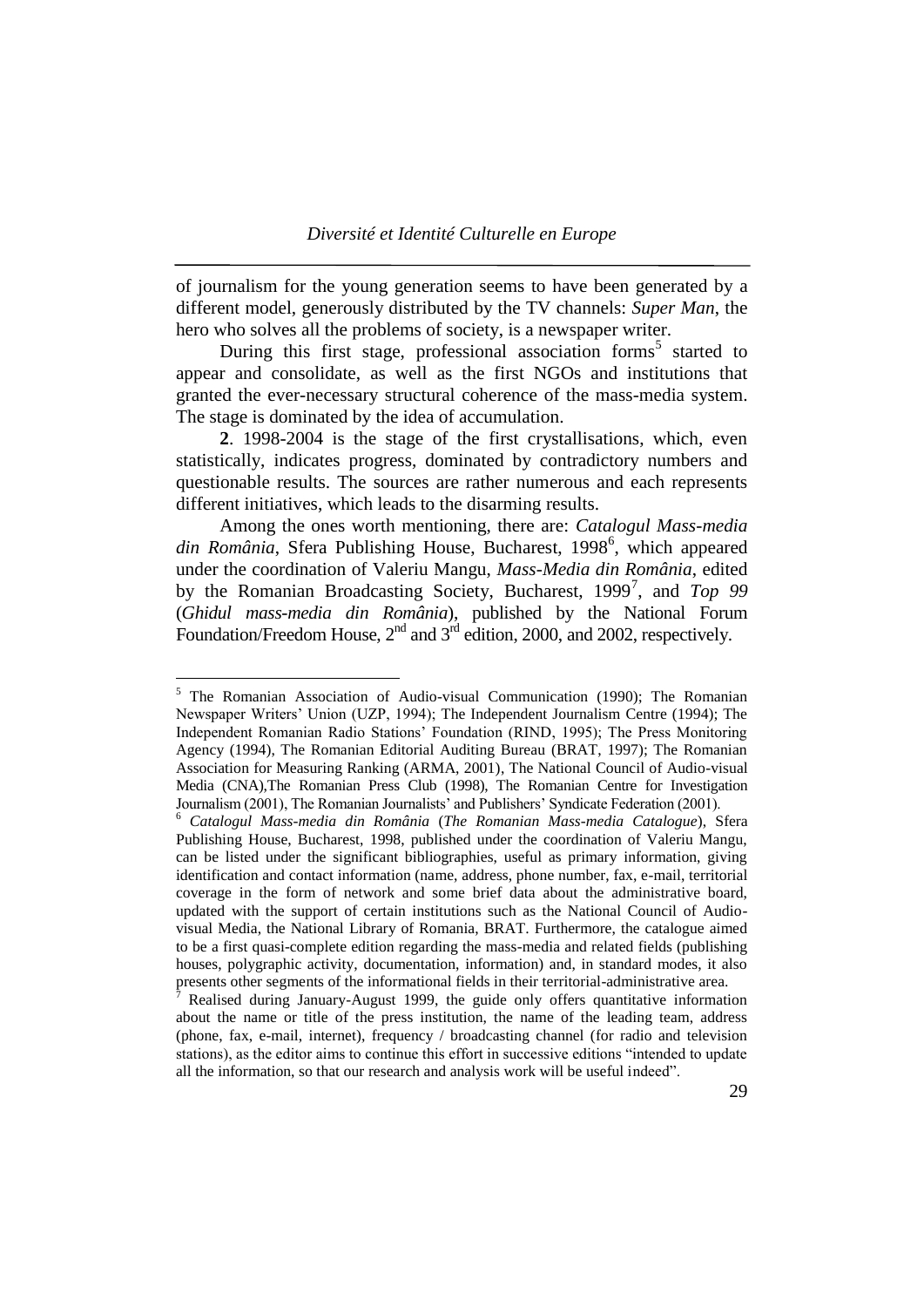of journalism for the young generation seems to have been generated by a different model, generously distributed by the TV channels: *Super Man*, the hero who solves all the problems of society, is a newspaper writer.

During this first stage, professional association forms[5] started to appear and consolidate, as well as the first NGOs and institutions that granted the ever-necessary structural coherence of the mass-media system. The stage is dominated by the idea of accumulation.

**2**. 1998-2004 is the stage of the first crystallisations, which, even statistically, indicates progress, dominated by contradictory numbers and questionable results. The sources are rather numerous and each represents different initiatives, which leads to the disarming results.

Among the ones worth mentioning, there are: *Catalogul Mass-media din România*, Sfera Publishing House, Bucharest, 1998[6], which appeared under the coordination of Valeriu Mangu, *Mass-Media din România*, edited by the Romanian Broadcasting Society, Bucharest, 1999[7], and *Top 99* (*Ghidul mass-media din România*), published by the National Forum Foundation/Freedom House, 2nd and 3rd edition, 2000, and 2002, respectively.

---

[5] The Romanian Association of Audio-visual Communication (1990); The Romanian Newspaper Writers' Union (UZP, 1994); The Independent Journalism Centre (1994); The Independent Romanian Radio Stations' Foundation (RIND, 1995); The Press Monitoring Agency (1994), The Romanian Editorial Auditing Bureau (BRAT, 1997); The Romanian Association for Measuring Ranking (ARMA, 2001), The National Council of Audio-visual Media (CNA),The Romanian Press Club (1998), The Romanian Centre for Investigation Journalism (2001), The Romanian Journalists' and Publishers' Syndicate Federation (2001).

[6] *Catalogul Mass-media din România* (*The Romanian Mass-media Catalogue*), Sfera Publishing House, Bucharest, 1998, published under the coordination of Valeriu Mangu, can be listed under the significant bibliographies, useful as primary information, giving identification and contact information (name, address, phone number, fax, e-mail, territorial coverage in the form of network and some brief data about the administrative board, updated with the support of certain institutions such as the National Council of Audio-visual Media, the National Library of Romania, BRAT. Furthermore, the catalogue aimed to be a first quasi-complete edition regarding the mass-media and related fields (publishing houses, polygraphic activity, documentation, information) and, in standard modes, it also presents other segments of the informational fields in their territorial-administrative area.

[7] Realised during January-August 1999, the guide only offers quantitative information about the name or title of the press institution, the name of the leading team, address (phone, fax, e-mail, internet), frequency / broadcasting channel (for radio and television stations), as the editor aims to continue this effort in successive editions "intended to update all the information, so that our research and analysis work will be useful indeed".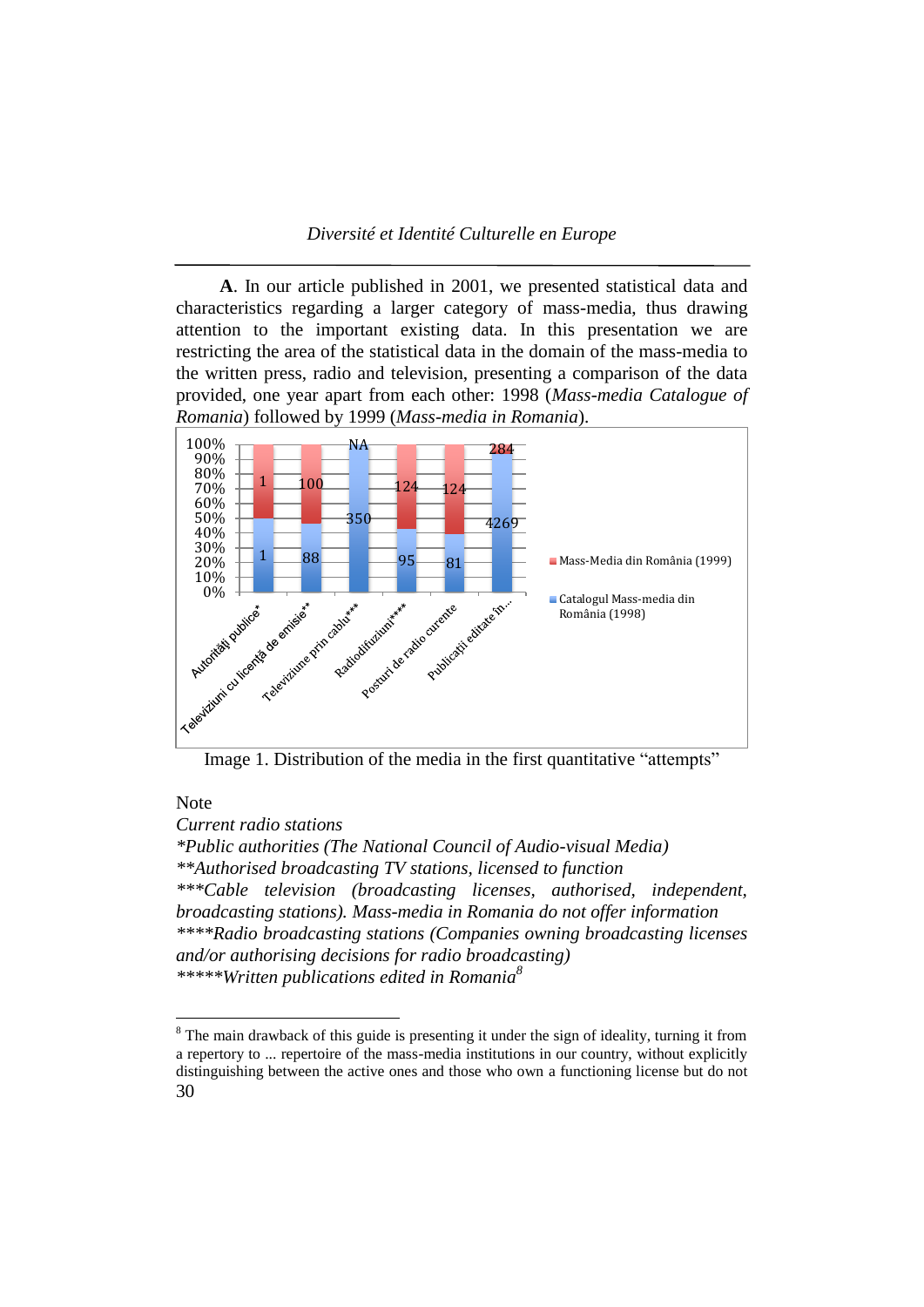**A**. In our article published in 2001, we presented statistical data and characteristics regarding a larger category of mass-media, thus drawing attention to the important existing data. In this presentation we are restricting the area of the statistical data in the domain of the mass-media to the written press, radio and television, presenting a comparison of the data provided, one year apart from each other: 1998 (*Mass-media Catalogue of Romania*) followed by 1999 (*Mass-media in Romania*).

| | Catalogul Mass-media din România (1998) | Mass-Media din România (1999) |
|---|---|---|
| Autorităţi publice* | 1 | 1 |
| Televiziuni cu licenţă de emisie** | 88 | 100 |
| Televiziune prin cablu*** | 350 | NA |
| Radiodifuziuni**** | 95 | 124 |
| Posturi de radio curente | 81 | 124 |
| Publicaţii editate în... | 4269 | 284 |

Image 1. Distribution of the media in the first quantitative "attempts"

Note

*Current radio stations*

*\*Public authorities (The National Council of Audio-visual Media)*

*\*\*Authorised broadcasting TV stations, licensed to function*

*\*\*\*Cable television (broadcasting licenses, authorised, independent, broadcasting stations). Mass-media in Romania do not offer information*

*\*\*\*\*Radio broadcasting stations (Companies owning broadcasting licenses and/or authorising decisions for radio broadcasting)*

*\*\*\*\*\*Written publications edited in Romania*[8]

---

[8] The main drawback of this guide is presenting it under the sign of ideality, turning it from a repertory to ... repertoire of the mass-media institutions in our country, without explicitly distinguishing between the active ones and those who own a functioning license but do not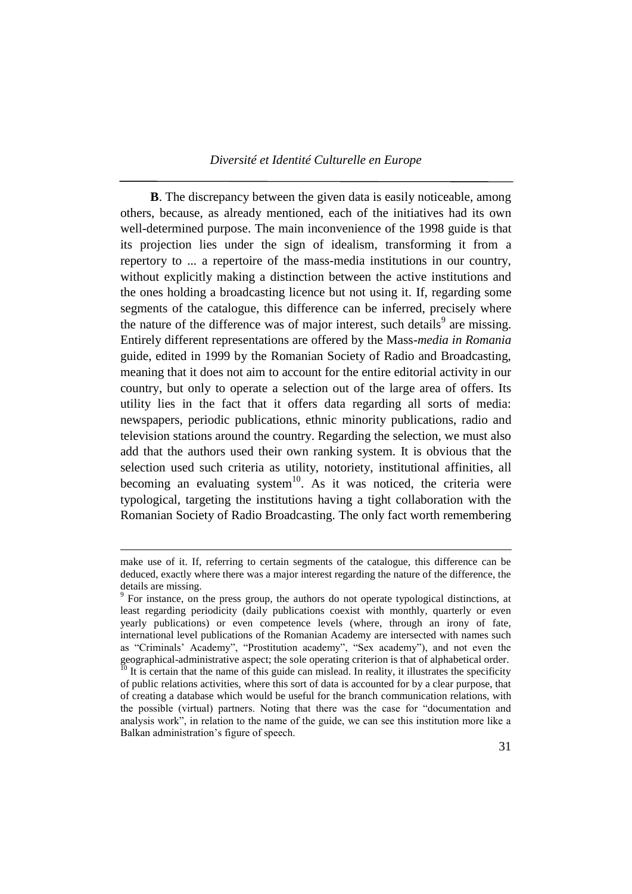**B**. The discrepancy between the given data is easily noticeable, among others, because, as already mentioned, each of the initiatives had its own well-determined purpose. The main inconvenience of the 1998 guide is that its projection lies under the sign of idealism, transforming it from a repertory to ... a repertoire of the mass-media institutions in our country, without explicitly making a distinction between the active institutions and the ones holding a broadcasting licence but not using it. If, regarding some segments of the catalogue, this difference can be inferred, precisely where the nature of the difference was of major interest, such details[9] are missing. Entirely different representations are offered by the Mass-*media in Romania* guide, edited in 1999 by the Romanian Society of Radio and Broadcasting, meaning that it does not aim to account for the entire editorial activity in our country, but only to operate a selection out of the large area of offers. Its utility lies in the fact that it offers data regarding all sorts of media: newspapers, periodic publications, ethnic minority publications, radio and television stations around the country. Regarding the selection, we must also add that the authors used their own ranking system. It is obvious that the selection used such criteria as utility, notoriety, institutional affinities, all becoming an evaluating system[10]. As it was noticed, the criteria were typological, targeting the institutions having a tight collaboration with the Romanian Society of Radio Broadcasting. The only fact worth remembering

---

make use of it. If, referring to certain segments of the catalogue, this difference can be deduced, exactly where there was a major interest regarding the nature of the difference, the details are missing.

[9] For instance, on the press group, the authors do not operate typological distinctions, at least regarding periodicity (daily publications coexist with monthly, quarterly or even yearly publications) or even competence levels (where, through an irony of fate, international level publications of the Romanian Academy are intersected with names such as "Criminals' Academy", "Prostitution academy", "Sex academy"), and not even the geographical-administrative aspect; the sole operating criterion is that of alphabetical order.

[10] It is certain that the name of this guide can mislead. In reality, it illustrates the specificity of public relations activities, where this sort of data is accounted for by a clear purpose, that of creating a database which would be useful for the branch communication relations, with the possible (virtual) partners. Noting that there was the case for "documentation and analysis work", in relation to the name of the guide, we can see this institution more like a Balkan administration's figure of speech.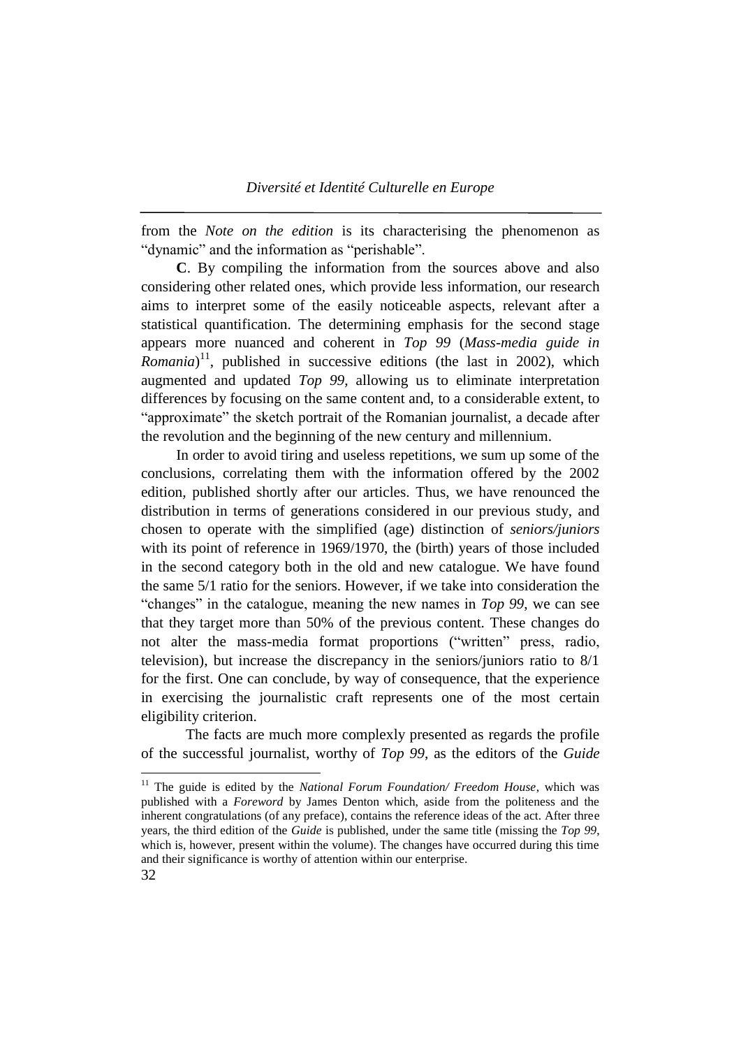from the *Note on the edition* is its characterising the phenomenon as "dynamic" and the information as "perishable".

**C**. By compiling the information from the sources above and also considering other related ones, which provide less information, our research aims to interpret some of the easily noticeable aspects, relevant after a statistical quantification. The determining emphasis for the second stage appears more nuanced and coherent in *Top 99* (*Mass-media guide in Romania*)[11], published in successive editions (the last in 2002), which augmented and updated *Top 99*, allowing us to eliminate interpretation differences by focusing on the same content and, to a considerable extent, to "approximate" the sketch portrait of the Romanian journalist, a decade after the revolution and the beginning of the new century and millennium.

In order to avoid tiring and useless repetitions, we sum up some of the conclusions, correlating them with the information offered by the 2002 edition, published shortly after our articles. Thus, we have renounced the distribution in terms of generations considered in our previous study, and chosen to operate with the simplified (age) distinction of *seniors/juniors* with its point of reference in 1969/1970, the (birth) years of those included in the second category both in the old and new catalogue. We have found the same 5/1 ratio for the seniors. However, if we take into consideration the "changes" in the catalogue, meaning the new names in *Top 99*, we can see that they target more than 50% of the previous content. These changes do not alter the mass-media format proportions ("written" press, radio, television), but increase the discrepancy in the seniors/juniors ratio to 8/1 for the first. One can conclude, by way of consequence, that the experience in exercising the journalistic craft represents one of the most certain eligibility criterion.

The facts are much more complexly presented as regards the profile of the successful journalist, worthy of *Top 99*, as the editors of the *Guide*

[11] The guide is edited by the *National Forum Foundation/ Freedom House*, which was published with a *Foreword* by James Denton which, aside from the politeness and the inherent congratulations (of any preface), contains the reference ideas of the act. After three years, the third edition of the *Guide* is published, under the same title (missing the *Top 99*, which is, however, present within the volume). The changes have occurred during this time and their significance is worthy of attention within our enterprise.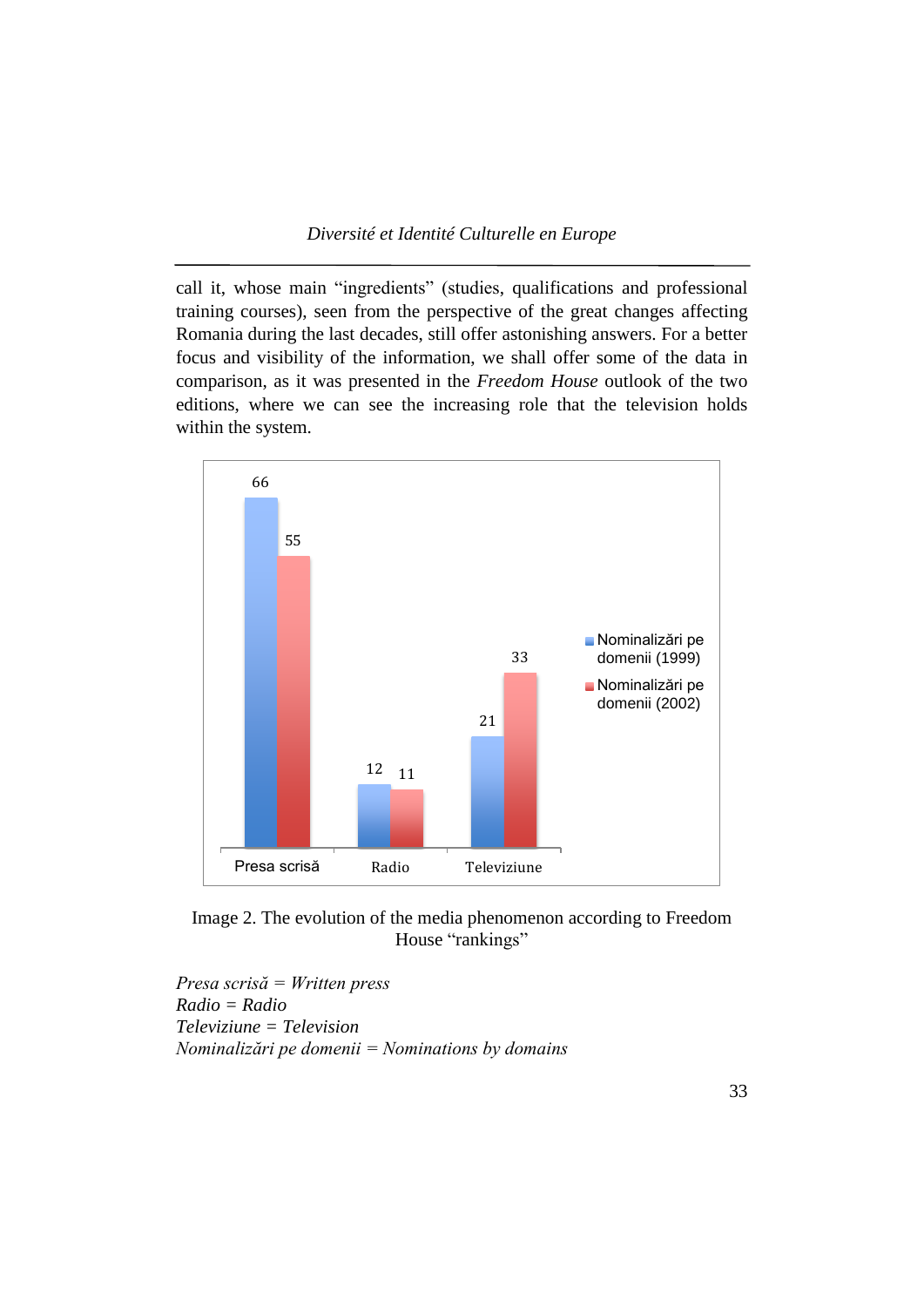call it, whose main "ingredients" (studies, qualifications and professional training courses), seen from the perspective of the great changes affecting Romania during the last decades, still offer astonishing answers. For a better focus and visibility of the information, we shall offer some of the data in comparison, as it was presented in the *Freedom House* outlook of the two editions, where we can see the increasing role that the television holds within the system.

| | Nominalizări pe domenii (1999) | Nominalizări pe domenii (2002) |
|---|---|---|
| Presa scrisă | 66 | 55 |
| Radio | 12 | 11 |
| Televiziune | 21 | 33 |

Image 2. The evolution of the media phenomenon according to Freedom House "rankings"

*Presa scrisă = Written press*
*Radio = Radio*
*Televiziune = Television*
*Nominalizări pe domenii = Nominations by domains*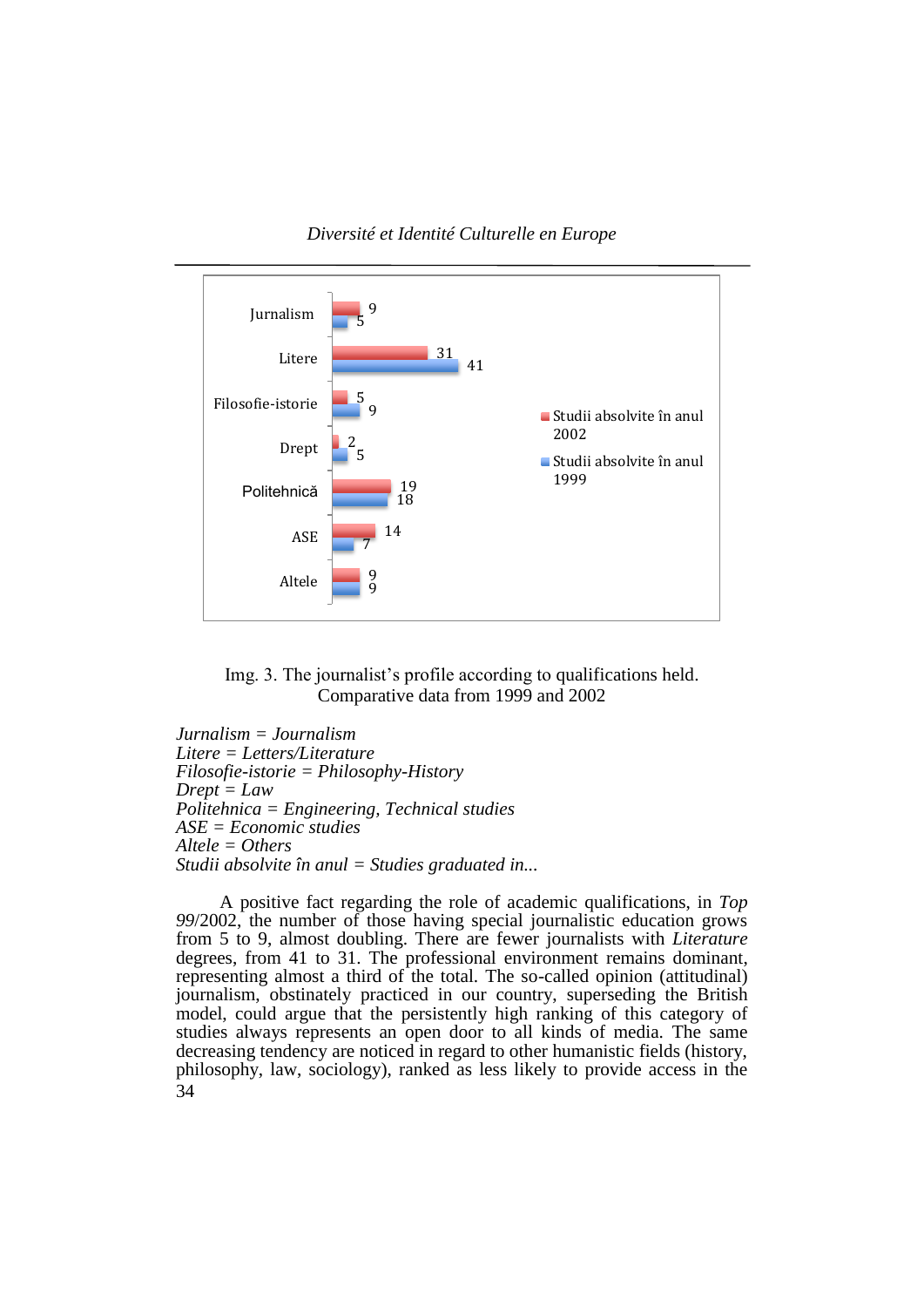| | Studii absolvite în anul 2002 | Studii absolvite în anul 1999 |
|---|---|---|
| Jurnalism | 9 | 5 |
| Litere | 31 | 41 |
| Filosofie-istorie | 5 | 9 |
| Drept | 2 | 5 |
| Politehnică | 19 | 18 |
| ASE | 14 | 7 |
| Altele | 9 | 9 |

Img. 3. The journalist's profile according to qualifications held. Comparative data from 1999 and 2002

*Jurnalism = Journalism*  
*Litere = Letters/Literature*  
*Filosofie-istorie = Philosophy-History*  
*Drept = Law*  
*Politehnica = Engineering, Technical studies*  
*ASE = Economic studies*  
*Altele = Others*  
*Studii absolvite în anul = Studies graduated in...*

A positive fact regarding the role of academic qualifications, in *Top 99*/2002, the number of those having special journalistic education grows from 5 to 9, almost doubling. There are fewer journalists with *Literature* degrees, from 41 to 31. The professional environment remains dominant, representing almost a third of the total. The so-called opinion (attitudinal) journalism, obstinately practiced in our country, superseding the British model, could argue that the persistently high ranking of this category of studies always represents an open door to all kinds of media. The same decreasing tendency are noticed in regard to other humanistic fields (history, philosophy, law, sociology), ranked as less likely to provide access in the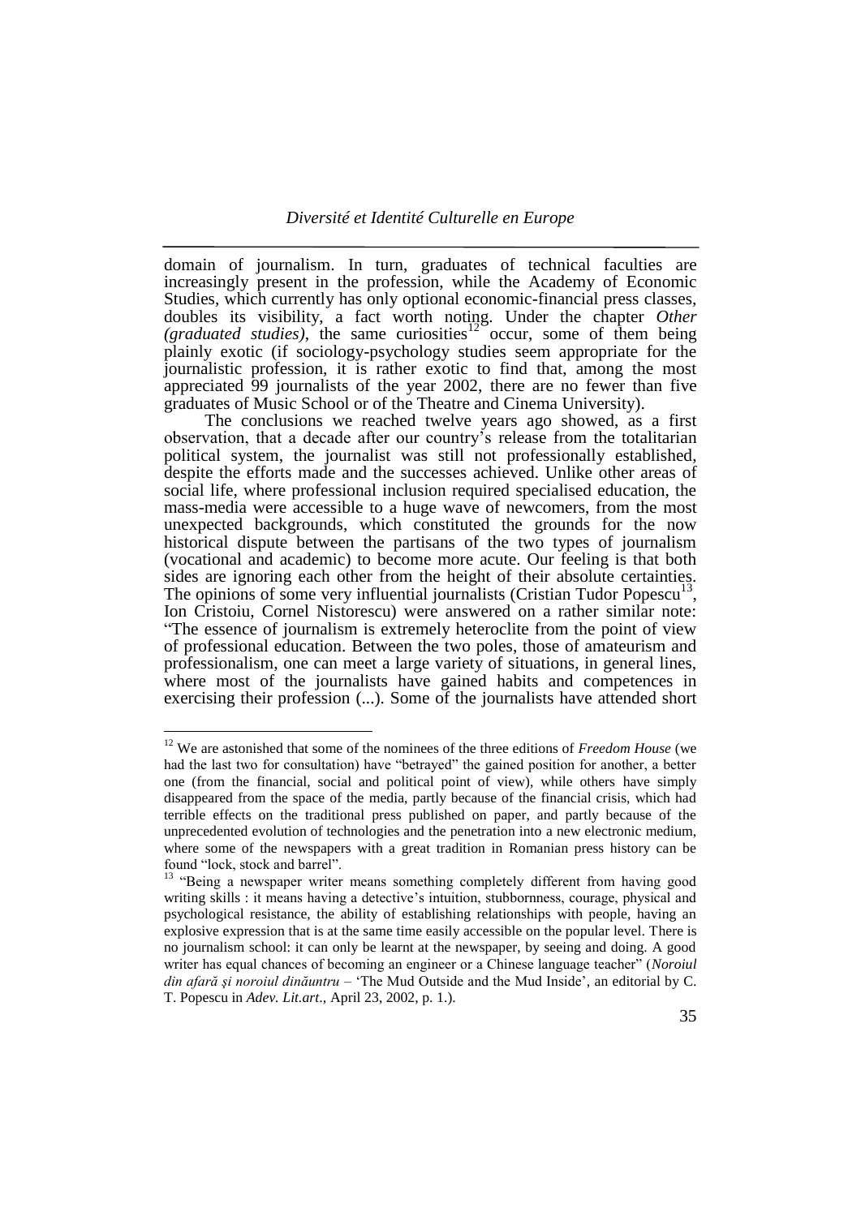domain of journalism. In turn, graduates of technical faculties are increasingly present in the profession, while the Academy of Economic Studies, which currently has only optional economic-financial press classes, doubles its visibility, a fact worth noting. Under the chapter *Other (graduated studies)*, the same curiosities[12] occur, some of them being plainly exotic (if sociology-psychology studies seem appropriate for the journalistic profession, it is rather exotic to find that, among the most appreciated 99 journalists of the year 2002, there are no fewer than five graduates of Music School or of the Theatre and Cinema University).

The conclusions we reached twelve years ago showed, as a first observation, that a decade after our country's release from the totalitarian political system, the journalist was still not professionally established, despite the efforts made and the successes achieved. Unlike other areas of social life, where professional inclusion required specialised education, the mass-media were accessible to a huge wave of newcomers, from the most unexpected backgrounds, which constituted the grounds for the now historical dispute between the partisans of the two types of journalism (vocational and academic) to become more acute. Our feeling is that both sides are ignoring each other from the height of their absolute certainties. The opinions of some very influential journalists (Cristian Tudor Popescu[13], Ion Cristoiu, Cornel Nistorescu) were answered on a rather similar note: "The essence of journalism is extremely heteroclite from the point of view of professional education. Between the two poles, those of amateurism and professionalism, one can meet a large variety of situations, in general lines, where most of the journalists have gained habits and competences in exercising their profession (...). Some of the journalists have attended short

[12] We are astonished that some of the nominees of the three editions of *Freedom House* (we had the last two for consultation) have "betrayed" the gained position for another, a better one (from the financial, social and political point of view), while others have simply disappeared from the space of the media, partly because of the financial crisis, which had terrible effects on the traditional press published on paper, and partly because of the unprecedented evolution of technologies and the penetration into a new electronic medium, where some of the newspapers with a great tradition in Romanian press history can be found "lock, stock and barrel".

[13] "Being a newspaper writer means something completely different from having good writing skills : it means having a detective's intuition, stubbornness, courage, physical and psychological resistance, the ability of establishing relationships with people, having an explosive expression that is at the same time easily accessible on the popular level. There is no journalism school: it can only be learnt at the newspaper, by seeing and doing. A good writer has equal chances of becoming an engineer or a Chinese language teacher" (*Noroiul din afară şi noroiul dinăuntru* – 'The Mud Outside and the Mud Inside', an editorial by C. T. Popescu in *Adev. Lit.art*., April 23, 2002, p. 1.).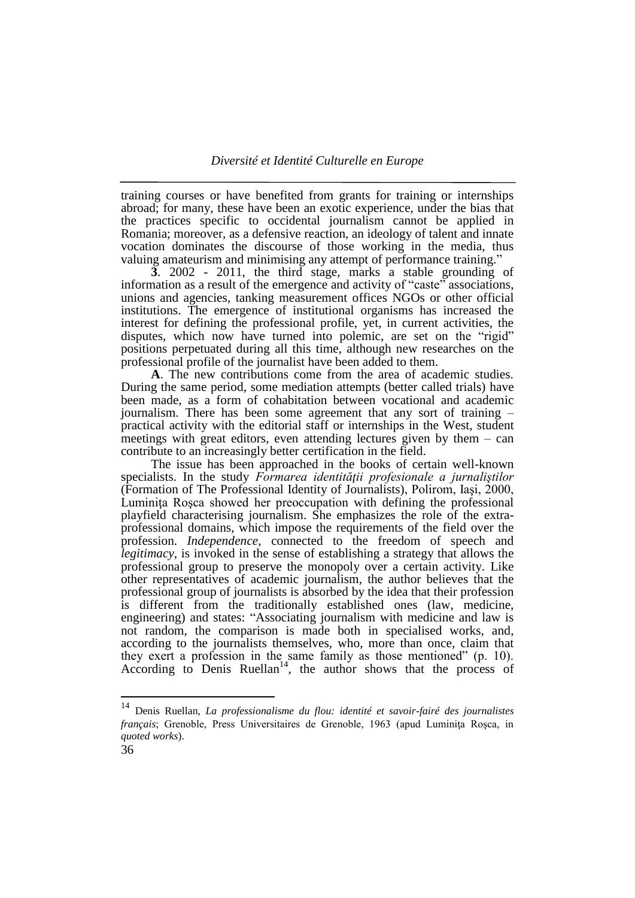training courses or have benefited from grants for training or internships abroad; for many, these have been an exotic experience, under the bias that the practices specific to occidental journalism cannot be applied in Romania; moreover, as a defensive reaction, an ideology of talent and innate vocation dominates the discourse of those working in the media, thus valuing amateurism and minimising any attempt of performance training."

**3**. 2002 - 2011, the third stage, marks a stable grounding of information as a result of the emergence and activity of "caste" associations, unions and agencies, tanking measurement offices NGOs or other official institutions. The emergence of institutional organisms has increased the interest for defining the professional profile, yet, in current activities, the disputes, which now have turned into polemic, are set on the "rigid" positions perpetuated during all this time, although new researches on the professional profile of the journalist have been added to them.

**A**. The new contributions come from the area of academic studies. During the same period, some mediation attempts (better called trials) have been made, as a form of cohabitation between vocational and academic journalism. There has been some agreement that any sort of training – practical activity with the editorial staff or internships in the West, student meetings with great editors, even attending lectures given by them – can contribute to an increasingly better certification in the field.

The issue has been approached in the books of certain well-known specialists. In the study *Formarea identităţii profesionale a jurnaliştilor* (Formation of The Professional Identity of Journalists), Polirom, Iaşi, 2000, Luminiţa Roşca showed her preoccupation with defining the professional playfield characterising journalism. She emphasizes the role of the extra-professional domains, which impose the requirements of the field over the profession. *Independence*, connected to the freedom of speech and *legitimacy*, is invoked in the sense of establishing a strategy that allows the professional group to preserve the monopoly over a certain activity. Like other representatives of academic journalism, the author believes that the professional group of journalists is absorbed by the idea that their profession is different from the traditionally established ones (law, medicine, engineering) and states: "Associating journalism with medicine and law is not random, the comparison is made both in specialised works, and, according to the journalists themselves, who, more than once, claim that they exert a profession in the same family as those mentioned" (p. 10). According to Denis Ruellan[14], the author shows that the process of

---

[14] Denis Ruellan, *La professionalisme du flou: identité et savoir-fairé des journalistes français*; Grenoble, Press Universitaires de Grenoble, 1963 (apud Luminiţa Roşca, in *quoted works*).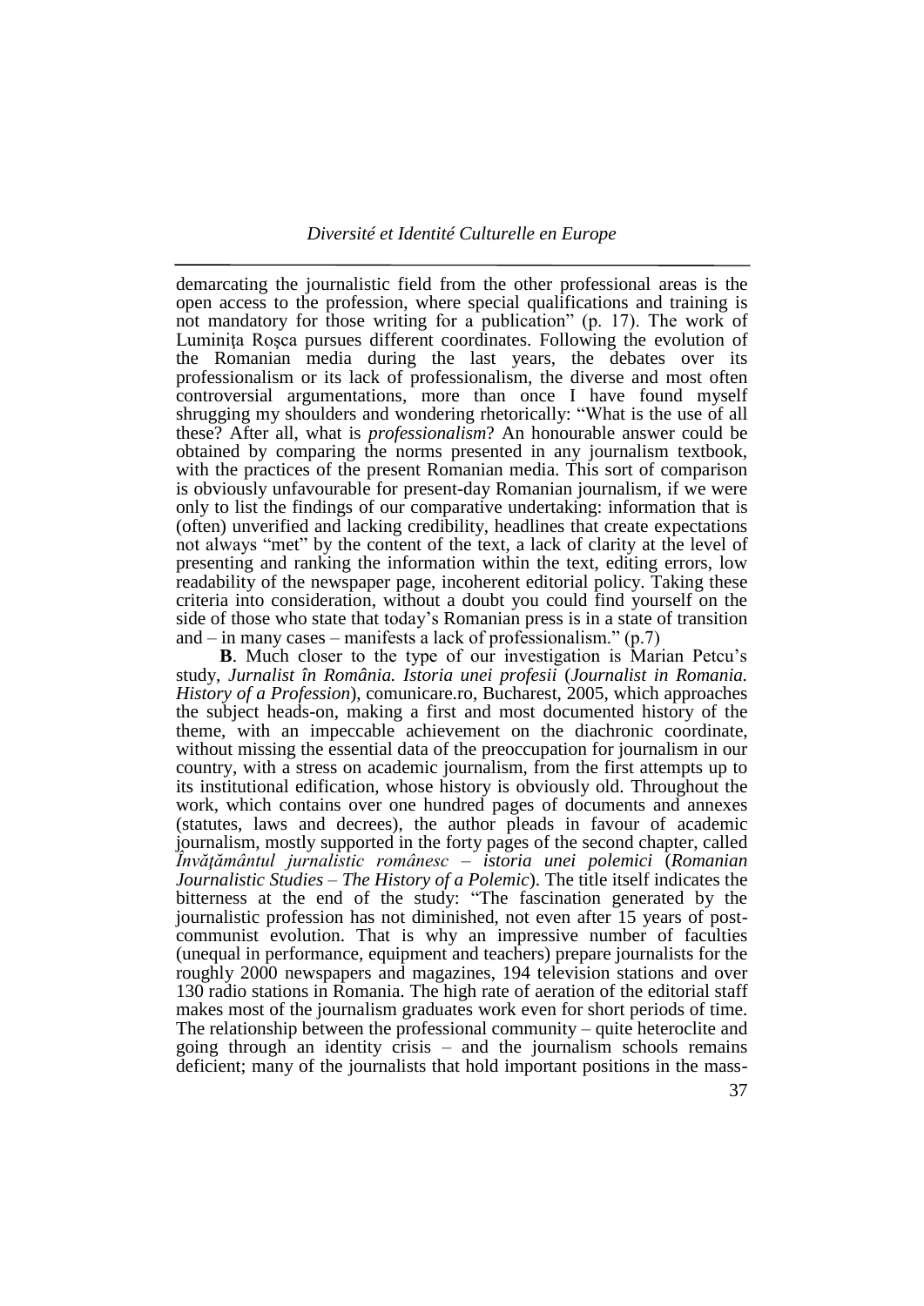demarcating the journalistic field from the other professional areas is the open access to the profession, where special qualifications and training is not mandatory for those writing for a publication" (p. 17). The work of Luminiţa Roşca pursues different coordinates. Following the evolution of the Romanian media during the last years, the debates over its professionalism or its lack of professionalism, the diverse and most often controversial argumentations, more than once I have found myself shrugging my shoulders and wondering rhetorically: "What is the use of all these? After all, what is *professionalism*? An honourable answer could be obtained by comparing the norms presented in any journalism textbook, with the practices of the present Romanian media. This sort of comparison is obviously unfavourable for present-day Romanian journalism, if we were only to list the findings of our comparative undertaking: information that is (often) unverified and lacking credibility, headlines that create expectations not always "met" by the content of the text, a lack of clarity at the level of presenting and ranking the information within the text, editing errors, low readability of the newspaper page, incoherent editorial policy. Taking these criteria into consideration, without a doubt you could find yourself on the side of those who state that today's Romanian press is in a state of transition and – in many cases – manifests a lack of professionalism." (p.7)

**B**. Much closer to the type of our investigation is Marian Petcu's study, *Jurnalist în România. Istoria unei profesii* (*Journalist in Romania. History of a Profession*), comunicare.ro, Bucharest, 2005, which approaches the subject heads-on, making a first and most documented history of the theme, with an impeccable achievement on the diachronic coordinate, without missing the essential data of the preoccupation for journalism in our country, with a stress on academic journalism, from the first attempts up to its institutional edification, whose history is obviously old. Throughout the work, which contains over one hundred pages of documents and annexes (statutes, laws and decrees), the author pleads in favour of academic journalism, mostly supported in the forty pages of the second chapter, called *Învăţământul jurnalistic românesc – istoria unei polemici* (*Romanian Journalistic Studies – The History of a Polemic*). The title itself indicates the bitterness at the end of the study: "The fascination generated by the journalistic profession has not diminished, not even after 15 years of post-communist evolution. That is why an impressive number of faculties (unequal in performance, equipment and teachers) prepare journalists for the roughly 2000 newspapers and magazines, 194 television stations and over 130 radio stations in Romania. The high rate of aeration of the editorial staff makes most of the journalism graduates work even for short periods of time. The relationship between the professional community – quite heteroclite and going through an identity crisis – and the journalism schools remains deficient; many of the journalists that hold important positions in the mass-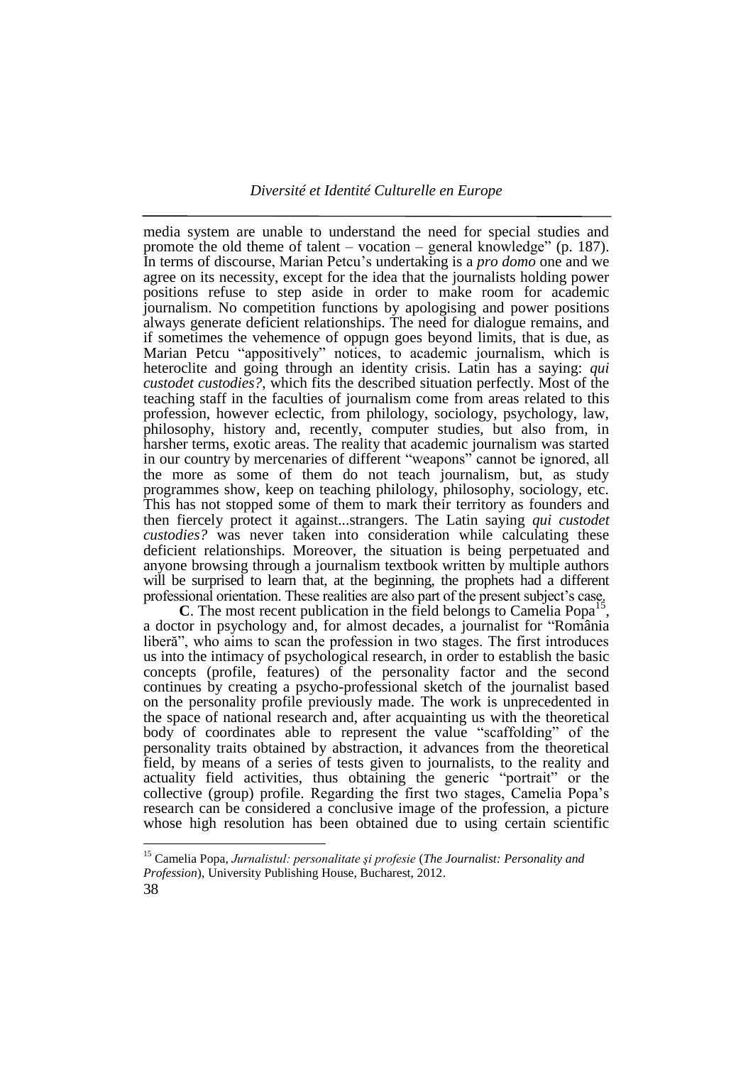media system are unable to understand the need for special studies and promote the old theme of talent – vocation – general knowledge" (p. 187). In terms of discourse, Marian Petcu's undertaking is a *pro domo* one and we agree on its necessity, except for the idea that the journalists holding power positions refuse to step aside in order to make room for academic journalism. No competition functions by apologising and power positions always generate deficient relationships. The need for dialogue remains, and if sometimes the vehemence of oppugn goes beyond limits, that is due, as Marian Petcu "appositively" notices, to academic journalism, which is heteroclite and going through an identity crisis. Latin has a saying: *qui custodet custodies?*, which fits the described situation perfectly. Most of the teaching staff in the faculties of journalism come from areas related to this profession, however eclectic, from philology, sociology, psychology, law, philosophy, history and, recently, computer studies, but also from, in harsher terms, exotic areas. The reality that academic journalism was started in our country by mercenaries of different "weapons" cannot be ignored, all the more as some of them do not teach journalism, but, as study programmes show, keep on teaching philology, philosophy, sociology, etc. This has not stopped some of them to mark their territory as founders and then fiercely protect it against...strangers. The Latin saying *qui custodet custodies?* was never taken into consideration while calculating these deficient relationships. Moreover, the situation is being perpetuated and anyone browsing through a journalism textbook written by multiple authors will be surprised to learn that, at the beginning, the prophets had a different professional orientation. These realities are also part of the present subject's case.

**C**. The most recent publication in the field belongs to Camelia Popa[15], a doctor in psychology and, for almost decades, a journalist for "România liberă", who aims to scan the profession in two stages. The first introduces us into the intimacy of psychological research, in order to establish the basic concepts (profile, features) of the personality factor and the second continues by creating a psycho-professional sketch of the journalist based on the personality profile previously made. The work is unprecedented in the space of national research and, after acquainting us with the theoretical body of coordinates able to represent the value "scaffolding" of the personality traits obtained by abstraction, it advances from the theoretical field, by means of a series of tests given to journalists, to the reality and actuality field activities, thus obtaining the generic "portrait" or the collective (group) profile. Regarding the first two stages, Camelia Popa's research can be considered a conclusive image of the profession, a picture whose high resolution has been obtained due to using certain scientific

---

[15] Camelia Popa, *Jurnalistul: personalitate şi profesie* (*The Journalist: Personality and Profession*), University Publishing House, Bucharest, 2012.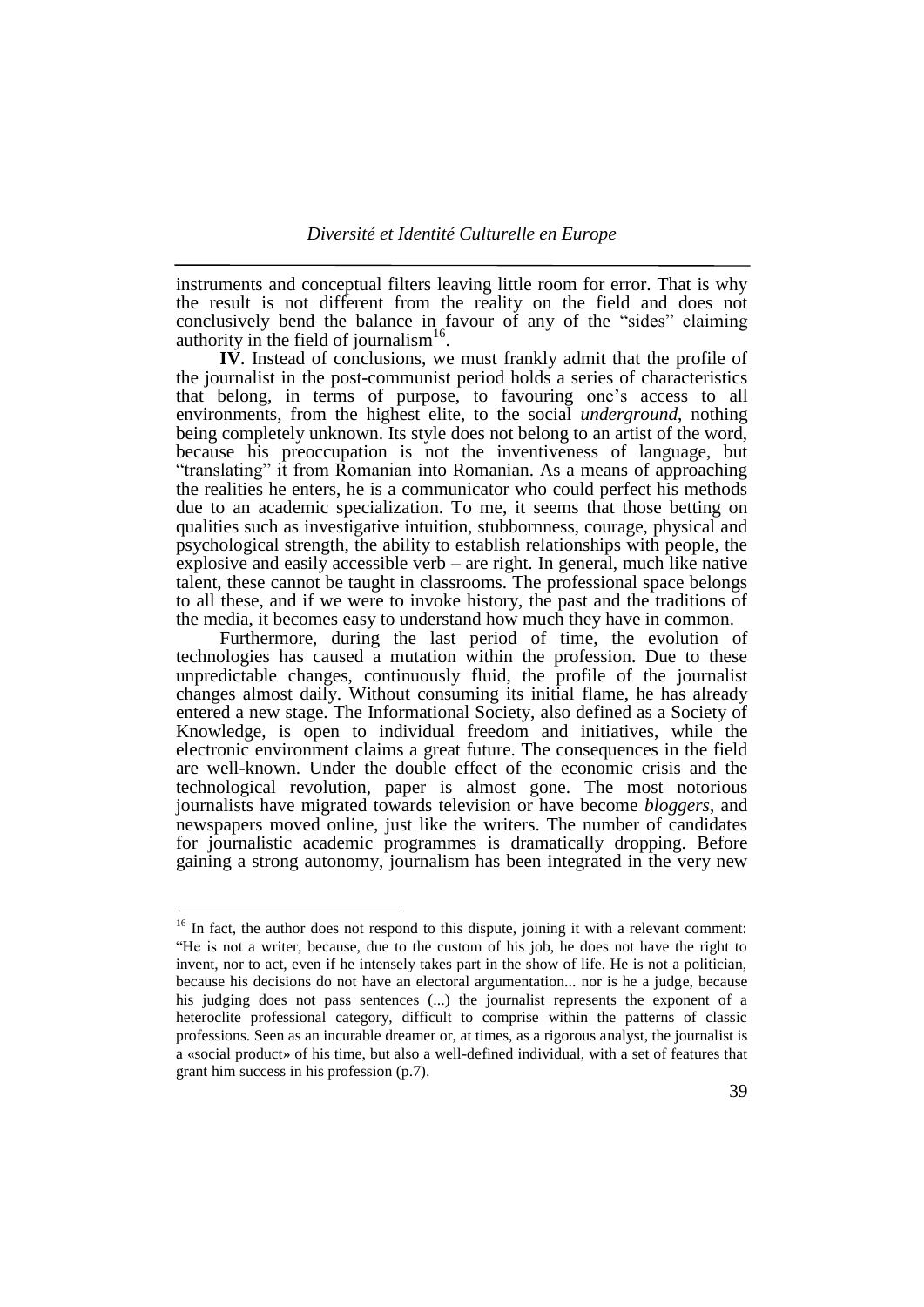instruments and conceptual filters leaving little room for error. That is why the result is not different from the reality on the field and does not conclusively bend the balance in favour of any of the "sides" claiming authority in the field of journalism[16].

**IV**. Instead of conclusions, we must frankly admit that the profile of the journalist in the post-communist period holds a series of characteristics that belong, in terms of purpose, to favouring one's access to all environments, from the highest elite, to the social *underground*, nothing being completely unknown. Its style does not belong to an artist of the word, because his preoccupation is not the inventiveness of language, but "translating" it from Romanian into Romanian. As a means of approaching the realities he enters, he is a communicator who could perfect his methods due to an academic specialization. To me, it seems that those betting on qualities such as investigative intuition, stubbornness, courage, physical and psychological strength, the ability to establish relationships with people, the explosive and easily accessible verb – are right. In general, much like native talent, these cannot be taught in classrooms. The professional space belongs to all these, and if we were to invoke history, the past and the traditions of the media, it becomes easy to understand how much they have in common.

Furthermore, during the last period of time, the evolution of technologies has caused a mutation within the profession. Due to these unpredictable changes, continuously fluid, the profile of the journalist changes almost daily. Without consuming its initial flame, he has already entered a new stage. The Informational Society, also defined as a Society of Knowledge, is open to individual freedom and initiatives, while the electronic environment claims a great future. The consequences in the field are well-known. Under the double effect of the economic crisis and the technological revolution, paper is almost gone. The most notorious journalists have migrated towards television or have become *bloggers*, and newspapers moved online, just like the writers. The number of candidates for journalistic academic programmes is dramatically dropping. Before gaining a strong autonomy, journalism has been integrated in the very new

---

[16] In fact, the author does not respond to this dispute, joining it with a relevant comment: "He is not a writer, because, due to the custom of his job, he does not have the right to invent, nor to act, even if he intensely takes part in the show of life. He is not a politician, because his decisions do not have an electoral argumentation... nor is he a judge, because his judging does not pass sentences (...) the journalist represents the exponent of a heteroclite professional category, difficult to comprise within the patterns of classic professions. Seen as an incurable dreamer or, at times, as a rigorous analyst, the journalist is a «social product» of his time, but also a well-defined individual, with a set of features that grant him success in his profession (p.7).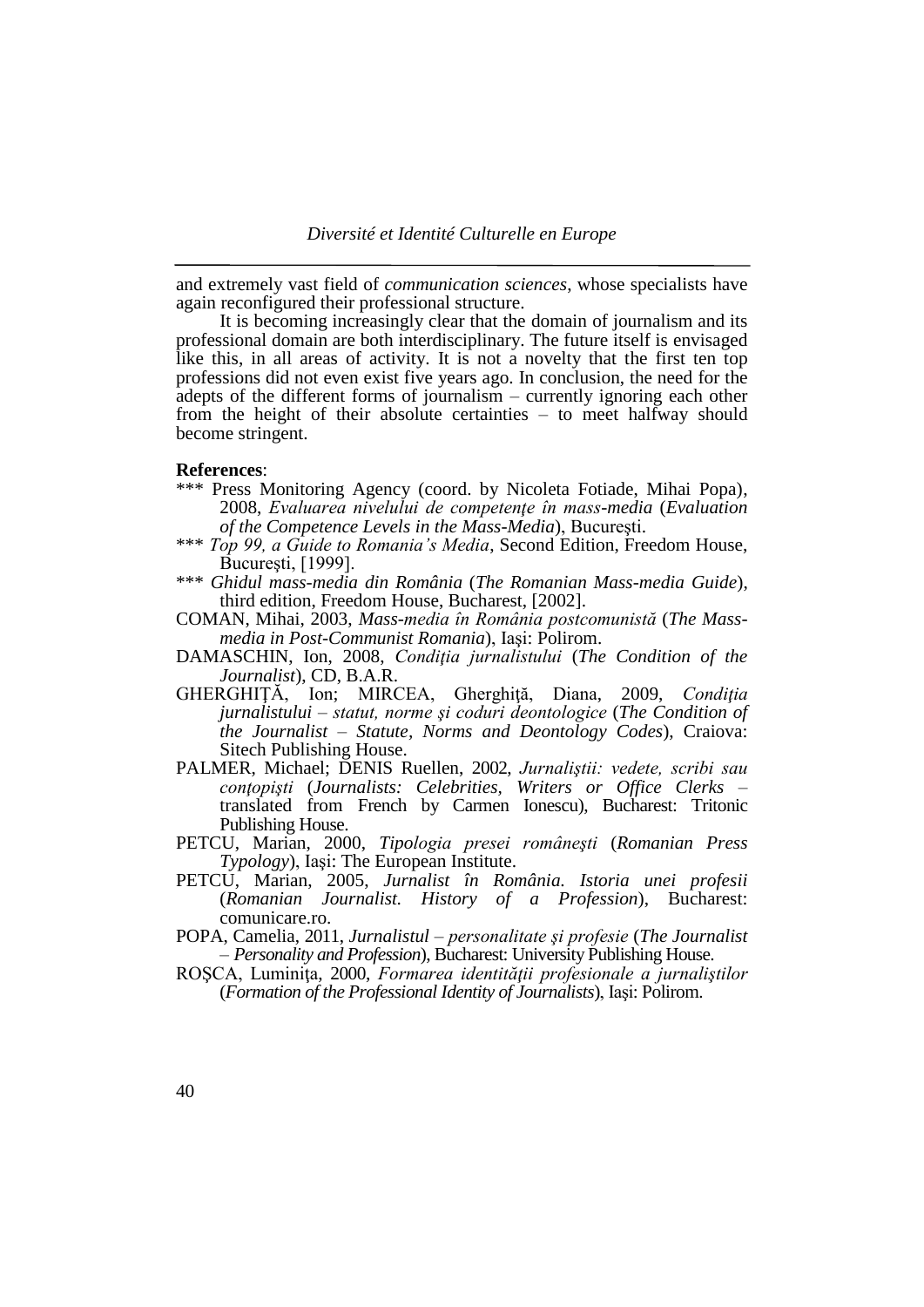and extremely vast field of *communication sciences*, whose specialists have again reconfigured their professional structure.

It is becoming increasingly clear that the domain of journalism and its professional domain are both interdisciplinary. The future itself is envisaged like this, in all areas of activity. It is not a novelty that the first ten top professions did not even exist five years ago. In conclusion, the need for the adepts of the different forms of journalism – currently ignoring each other from the height of their absolute certainties – to meet halfway should become stringent.

**References**:

*** Press Monitoring Agency (coord. by Nicoleta Fotiade, Mihai Popa), 2008, *Evaluarea nivelului de competenţe în mass-media* (*Evaluation of the Competence Levels in the Mass-Media*), Bucureşti.

*** *Top 99, a Guide to Romania's Media*, Second Edition, Freedom House, Bucureşti, [1999].

*** *Ghidul mass-media din România* (*The Romanian Mass-media Guide*), third edition, Freedom House, Bucharest, [2002].

COMAN, Mihai, 2003, *Mass-media în România postcomunistă* (*The Mass-media in Post-Communist Romania*), Iaşi: Polirom.

DAMASCHIN, Ion, 2008, *Condiţia jurnalistului* (*The Condition of the Journalist*), CD, B.A.R.

GHERGHIŢĂ, Ion; MIRCEA, Gherghiţă, Diana, 2009, *Condiţia jurnalistului – statut, norme şi coduri deontologice* (*The Condition of the Journalist – Statute, Norms and Deontology Codes*), Craiova: Sitech Publishing House.

PALMER, Michael; DENIS Ruellen, 2002, *Jurnaliştii: vedete, scribi sau conţopişti* (*Journalists: Celebrities, Writers or Office Clerks* – translated from French by Carmen Ionescu), Bucharest: Tritonic Publishing House.

PETCU, Marian, 2000, *Tipologia presei româneşti* (*Romanian Press Typology*), Iaşi: The European Institute.

PETCU, Marian, 2005, *Jurnalist în România. Istoria unei profesii* (*Romanian Journalist. History of a Profession*), Bucharest: comunicare.ro.

POPA, Camelia, 2011, *Jurnalistul – personalitate şi profesie* (*The Journalist – Personality and Profession*), Bucharest: University Publishing House.

ROŞCA, Luminiţa, 2000, *Formarea identităţii profesionale a jurnaliştilor* (*Formation of the Professional Identity of Journalists*), Iaşi: Polirom.